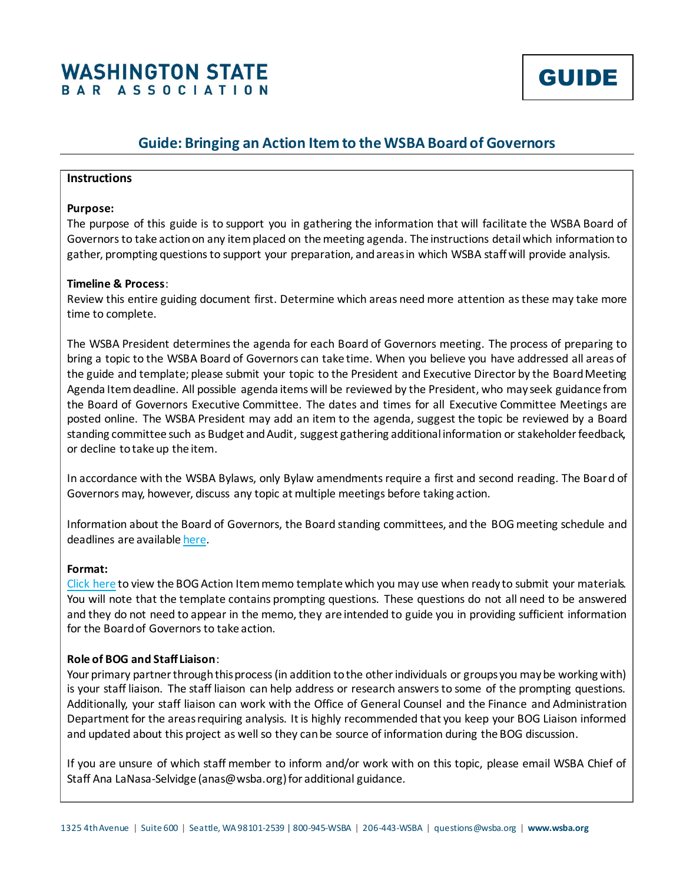WASHINGTON STATE
BAR ASSOCIATION

GUIDE

# Guide: Bringing an Action Item to the WSBA Board of Governors

**Instructions**

**Purpose:**
The purpose of this guide is to support you in gathering the information that will facilitate the WSBA Board of Governors to take action on any item placed on the meeting agenda. The instructions detail which information to gather, prompting questions to support your preparation, and areas in which WSBA staff will provide analysis.

**Timeline & Process**:
Review this entire guiding document first. Determine which areas need more attention as these may take more time to complete.

The WSBA President determines the agenda for each Board of Governors meeting. The process of preparing to bring a topic to the WSBA Board of Governors can take time. When you believe you have addressed all areas of the guide and template; please submit your topic to the President and Executive Director by the Board Meeting Agenda Item deadline. All possible agenda items will be reviewed by the President, who may seek guidance from the Board of Governors Executive Committee. The dates and times for all Executive Committee Meetings are posted online. The WSBA President may add an item to the agenda, suggest the topic be reviewed by a Board standing committee such as Budget and Audit, suggest gathering additional information or stakeholder feedback, or decline to take up the item.

In accordance with the WSBA Bylaws, only Bylaw amendments require a first and second reading. The Board of Governors may, however, discuss any topic at multiple meetings before taking action.

Information about the Board of Governors, the Board standing committees, and the BOG meeting schedule and deadlines are available here.

**Format:**
Click here to view the BOG Action Item memo template which you may use when ready to submit your materials. You will note that the template contains prompting questions. These questions do not all need to be answered and they do not need to appear in the memo, they are intended to guide you in providing sufficient information for the Board of Governors to take action.

**Role of BOG and Staff Liaison**:
Your primary partner through this process (in addition to the other individuals or groups you may be working with) is your staff liaison. The staff liaison can help address or research answers to some of the prompting questions. Additionally, your staff liaison can work with the Office of General Counsel and the Finance and Administration Department for the areas requiring analysis. It is highly recommended that you keep your BOG Liaison informed and updated about this project as well so they can be source of information during the BOG discussion.

If you are unsure of which staff member to inform and/or work with on this topic, please email WSBA Chief of Staff Ana LaNasa-Selvidge (anas@wsba.org) for additional guidance.

1325 4th Avenue | Suite 600 | Seattle, WA 98101-2539 | 800-945-WSBA | 206-443-WSBA | questions@wsba.org | www.wsba.org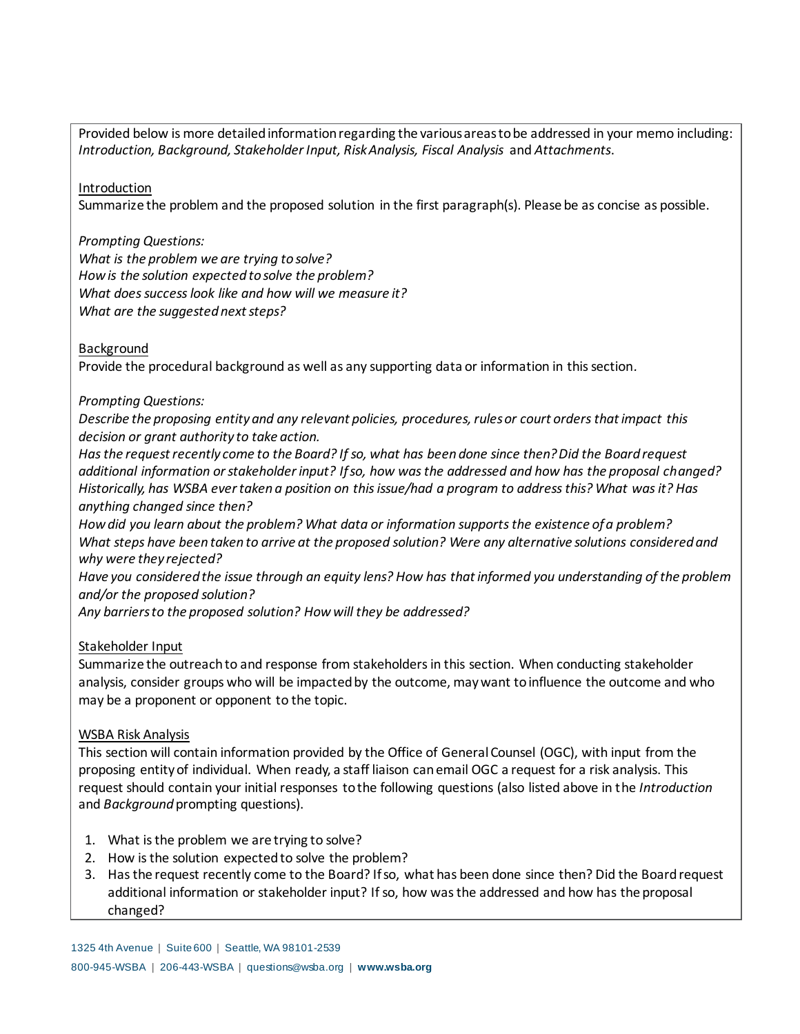Provided below is more detailed information regarding the various areas to be addressed in your memo including: *Introduction, Background, Stakeholder Input, Risk Analysis, Fiscal Analysis* and *Attachments*.

<u>Introduction</u>
Summarize the problem and the proposed solution in the first paragraph(s). Please be as concise as possible.

*Prompting Questions:*
*What is the problem we are trying to solve?*
*How is the solution expected to solve the problem?*
*What does success look like and how will we measure it?*
*What are the suggested next steps?*

<u>Background</u>
Provide the procedural background as well as any supporting data or information in this section.

*Prompting Questions:*
*Describe the proposing entity and any relevant policies, procedures, rules or court orders that impact this decision or grant authority to take action.*
*Has the request recently come to the Board? If so, what has been done since then? Did the Board request additional information or stakeholder input? If so, how was the addressed and how has the proposal changed?*
*Historically, has WSBA ever taken a position on this issue/had a program to address this? What was it? Has anything changed since then?*
*How did you learn about the problem? What data or information supports the existence of a problem?*
*What steps have been taken to arrive at the proposed solution? Were any alternative solutions considered and why were they rejected?*
*Have you considered the issue through an equity lens? How has that informed you understanding of the problem and/or the proposed solution?*
*Any barriers to the proposed solution? How will they be addressed?*

<u>Stakeholder Input</u>
Summarize the outreach to and response from stakeholders in this section. When conducting stakeholder analysis, consider groups who will be impacted by the outcome, may want to influence the outcome and who may be a proponent or opponent to the topic.

<u>WSBA Risk Analysis</u>
This section will contain information provided by the Office of General Counsel (OGC), with input from the proposing entity of individual. When ready, a staff liaison can email OGC a request for a risk analysis. This request should contain your initial responses to the following questions (also listed above in the *Introduction* and *Background* prompting questions).

1. What is the problem we are trying to solve?
2. How is the solution expected to solve the problem?
3. Has the request recently come to the Board? If so, what has been done since then? Did the Board request additional information or stakeholder input? If so, how was the addressed and how has the proposal changed?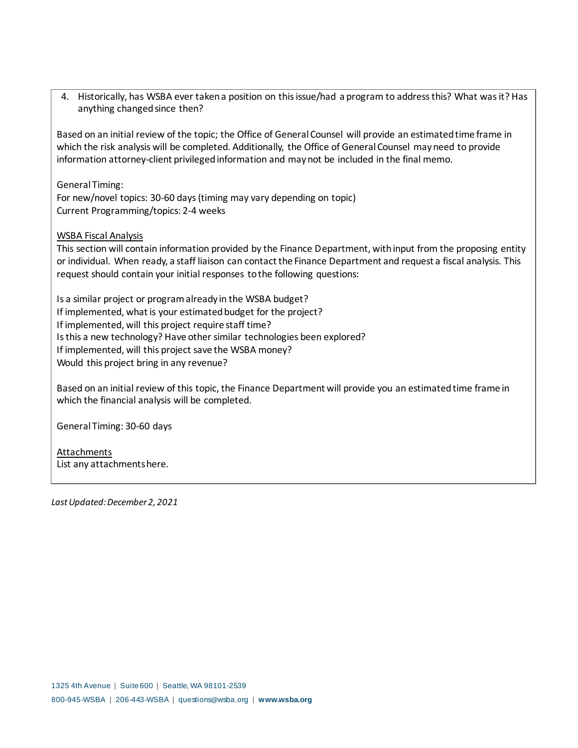4. Historically, has WSBA ever taken a position on this issue/had a program to address this? What was it? Has anything changed since then?

Based on an initial review of the topic; the Office of General Counsel will provide an estimated time frame in which the risk analysis will be completed. Additionally, the Office of General Counsel may need to provide information attorney-client privileged information and may not be included in the final memo.

General Timing:
For new/novel topics: 30-60 days (timing may vary depending on topic)
Current Programming/topics: 2-4 weeks

<u>WSBA Fiscal Analysis</u>
This section will contain information provided by the Finance Department, with input from the proposing entity or individual. When ready, a staff liaison can contact the Finance Department and request a fiscal analysis. This request should contain your initial responses to the following questions:

Is a similar project or program already in the WSBA budget?
If implemented, what is your estimated budget for the project?
If implemented, will this project require staff time?
Is this a new technology? Have other similar technologies been explored?
If implemented, will this project save the WSBA money?
Would this project bring in any revenue?

Based on an initial review of this topic, the Finance Department will provide you an estimated time frame in which the financial analysis will be completed.

General Timing: 30-60 days

<u>Attachments</u>
List any attachments here.

*Last Updated: December 2, 2021*

1325 4th Avenue | Suite 600 | Seattle, WA 98101-2539
800-945-WSBA | 206-443-WSBA | questions@wsba.org | **www.wsba.org**